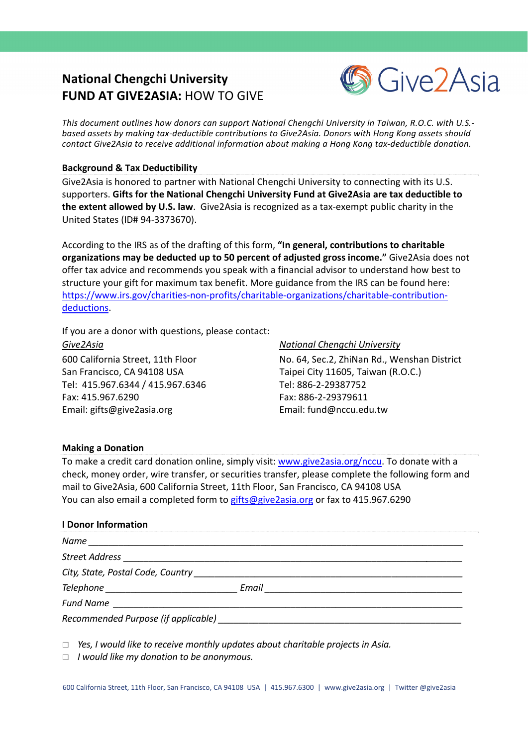# National Chengchi University
# FUND AT GIVE2ASIA: HOW TO GIVE

Give2Asia

*This document outlines how donors can support National Chengchi University in Taiwan, R.O.C. with U.S.-based assets by making tax-deductible contributions to Give2Asia. Donors with Hong Kong assets should contact Give2Asia to receive additional information about making a Hong Kong tax-deductible donation.*

## Background & Tax Deductibility

Give2Asia is honored to partner with National Chengchi University to connecting with its U.S. supporters. **Gifts for the National Chengchi University Fund at Give2Asia are tax deductible to the extent allowed by U.S. law**. Give2Asia is recognized as a tax-exempt public charity in the United States (ID# 94-3373670).

According to the IRS as of the drafting of this form, **"In general, contributions to charitable organizations may be deducted up to 50 percent of adjusted gross income."** Give2Asia does not offer tax advice and recommends you speak with a financial advisor to understand how best to structure your gift for maximum tax benefit. More guidance from the IRS can be found here: [https://www.irs.gov/charities-non-profits/charitable-organizations/charitable-contribution-deductions](https://www.irs.gov/charities-non-profits/charitable-organizations/charitable-contribution-deductions).

If you are a donor with questions, please contact:

*Give2Asia*
600 California Street, 11th Floor
San Francisco, CA 94108 USA
Tel: 415.967.6344 / 415.967.6346
Fax: 415.967.6290
Email: gifts@give2asia.org

*National Chengchi University*
No. 64, Sec.2, ZhiNan Rd., Wenshan District
Taipei City 11605, Taiwan (R.O.C.)
Tel: 886-2-29387752
Fax: 886-2-29379611
Email: fund@nccu.edu.tw

## Making a Donation

To make a credit card donation online, simply visit: [www.give2asia.org/nccu](http://www.give2asia.org/nccu). To donate with a check, money order, wire transfer, or securities transfer, please complete the following form and mail to Give2Asia, 600 California Street, 11th Floor, San Francisco, CA 94108 USA
You can also email a completed form to [gifts@give2asia.org](mailto:gifts@give2asia.org) or fax to 415.967.6290

### I Donor Information

*Name* ______________________________________________

*Street Address* ______________________________________________

*City, State, Postal Code, Country* ______________________________________________

*Telephone* ______________________ *Email* ______________________________

*Fund Name* ______________________________________________

*Recommended Purpose (if applicable)* ______________________________________________

- ☐ *Yes, I would like to receive monthly updates about charitable projects in Asia.*
- ☐ *I would like my donation to be anonymous.*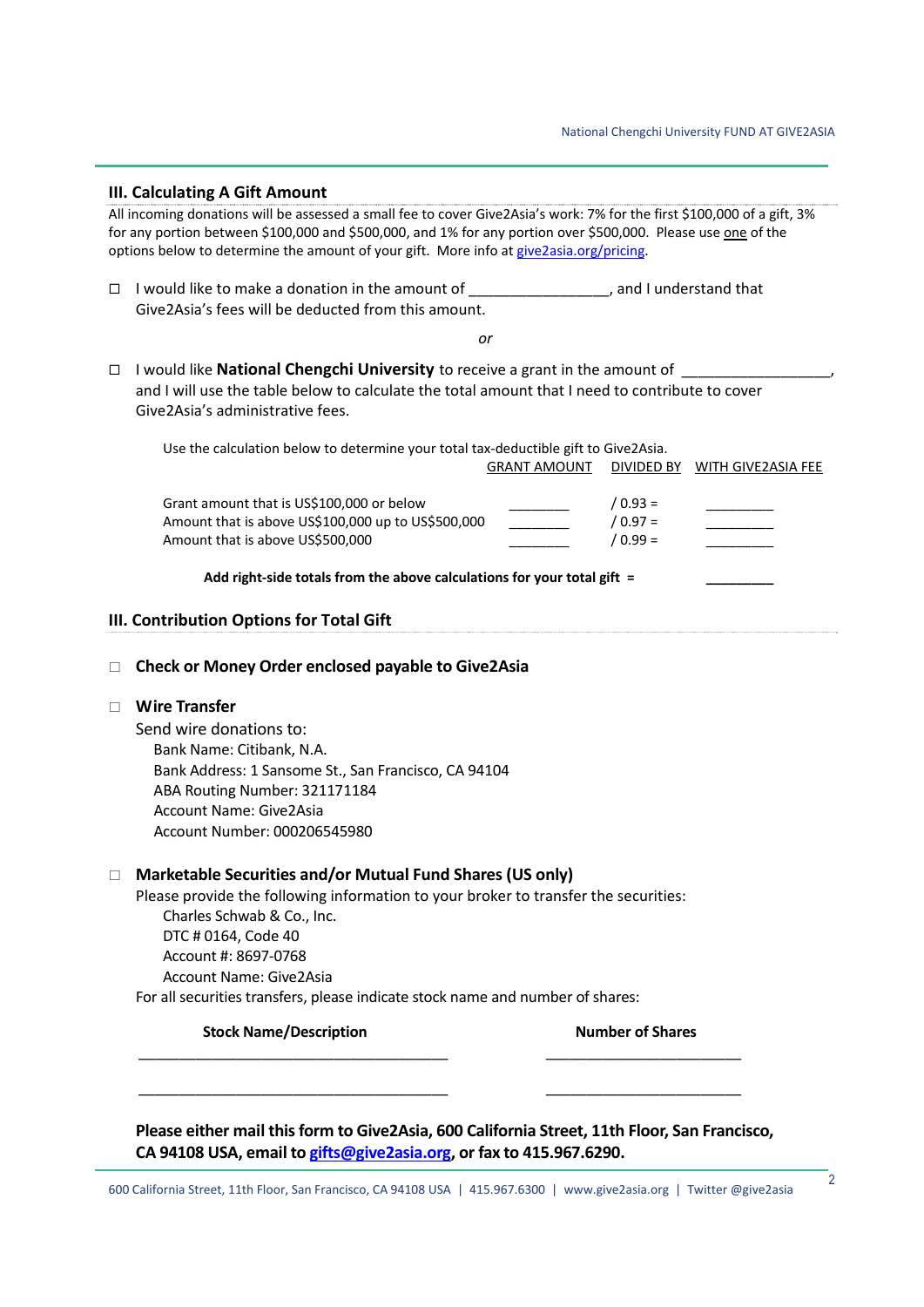## III. Calculating A Gift Amount

All incoming donations will be assessed a small fee to cover Give2Asia's work: 7% for the first $100,000 of a gift, 3% for any portion between $100,000 and $500,000, and 1% for any portion over $500,000. Please use one of the options below to determine the amount of your gift. More info at give2asia.org/pricing.

☐ I would like to make a donation in the amount of _________________, and I understand that Give2Asia's fees will be deducted from this amount.

*or*

☐ I would like **National Chengchi University** to receive a grant in the amount of __________________, and I will use the table below to calculate the total amount that I need to contribute to cover Give2Asia's administrative fees.

Use the calculation below to determine your total tax-deductible gift to Give2Asia.

| | GRANT AMOUNT | DIVIDED BY | WITH GIVE2ASIA FEE |
|---|---|---|---|
| Grant amount that is US$100,000 or below | ________ | / 0.93 = | _________ |
| Amount that is above US$100,000 up to US$500,000 | ________ | / 0.97 = | _________ |
| Amount that is above US$500,000 | ________ | / 0.99 = | _________ |
| **Add right-side totals from the above calculations for your total gift =** | | | _________ |

## III. Contribution Options for Total Gift

☐ **Check or Money Order enclosed payable to Give2Asia**

☐ **Wire Transfer**

Send wire donations to:

Bank Name: Citibank, N.A.
Bank Address: 1 Sansome St., San Francisco, CA 94104
ABA Routing Number: 321171184
Account Name: Give2Asia
Account Number: 000206545980

☐ **Marketable Securities and/or Mutual Fund Shares (US only)**

Please provide the following information to your broker to transfer the securities:

Charles Schwab & Co., Inc.
DTC # 0164, Code 40
Account #: 8697-0768
Account Name: Give2Asia

For all securities transfers, please indicate stock name and number of shares:

| Stock Name/Description | Number of Shares |
|---|---|
| ________________________________________ | _________________________ |
| ________________________________________ | _________________________ |

**Please either mail this form to Give2Asia, 600 California Street, 11th Floor, San Francisco, CA 94108 USA, email to gifts@give2asia.org, or fax to 415.967.6290.**